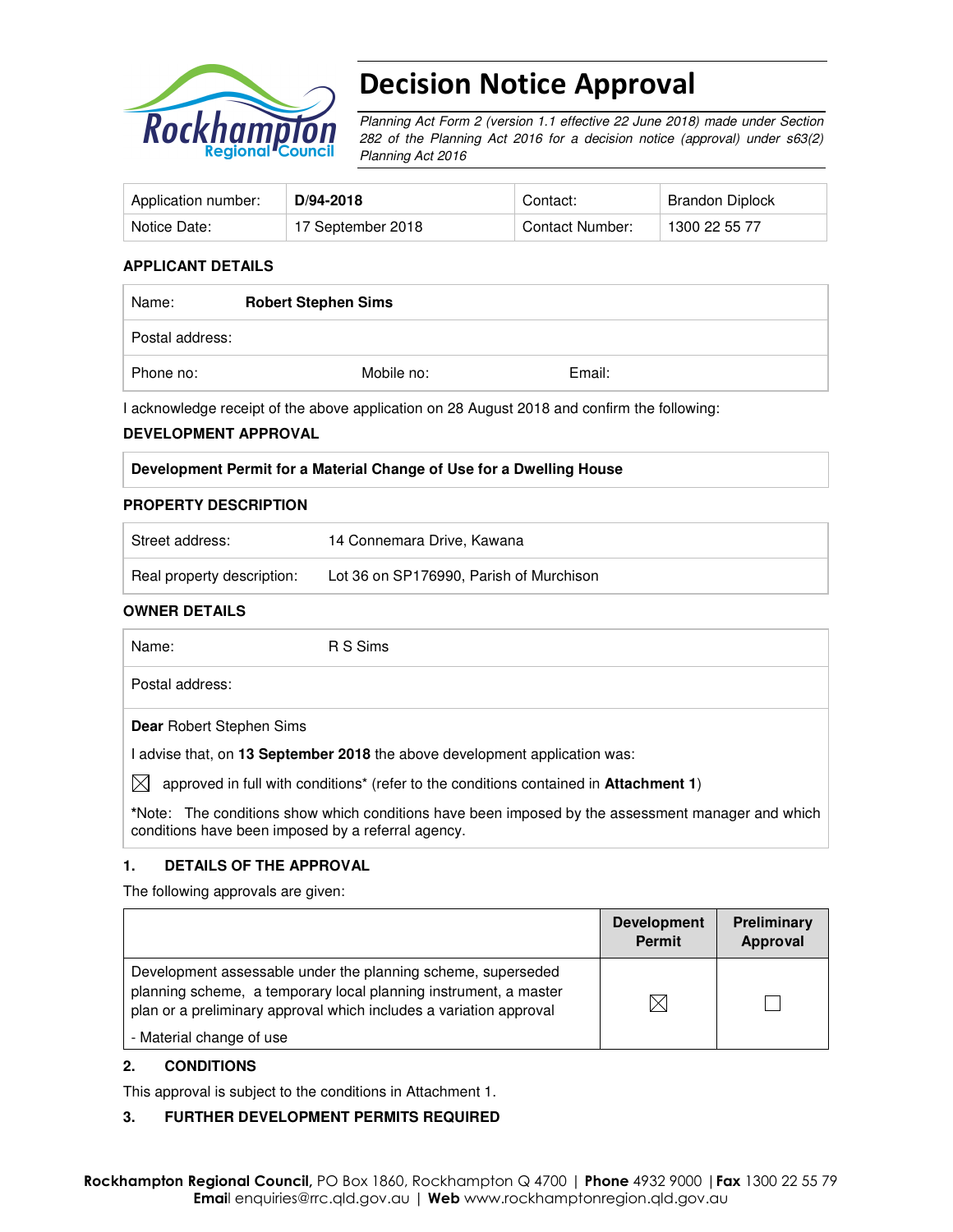# Decision Notice Approval

*Planning Act Form 2 (version 1.1 effective 22 June 2018) made under Section 282 of the Planning Act 2016 for a decision notice (approval) under s63(2) Planning Act 2016*

| Application number: | **D/94-2018** | Contact: | Brandon Diplock |
|---|---|---|---|
| Notice Date: | 17 September 2018 | Contact Number: | 1300 22 55 77 |

### APPLICANT DETAILS

| Name: | **Robert Stephen Sims** | |
|---|---|---|
| Postal address: | | |
| Phone no: | Mobile no: | Email: |

I acknowledge receipt of the above application on 28 August 2018 and confirm the following:

### DEVELOPMENT APPROVAL

**Development Permit for a Material Change of Use for a Dwelling House**

### PROPERTY DESCRIPTION

| Street address: | 14 Connemara Drive, Kawana |
|---|---|
| Real property description: | Lot 36 on SP176990, Parish of Murchison |

### OWNER DETAILS

| Name: | R S Sims |
|---|---|
| Postal address: | |

**Dear** Robert Stephen Sims

I advise that, on **13 September 2018** the above development application was:

☒ approved in full with conditions* (refer to the conditions contained in **Attachment 1**)

***Note:** The conditions show which conditions have been imposed by the assessment manager and which conditions have been imposed by a referral agency.

### 1. DETAILS OF THE APPROVAL

The following approvals are given:

| | Development Permit | Preliminary Approval |
|---|---|---|
| Development assessable under the planning scheme, superseded planning scheme, a temporary local planning instrument, a master plan or a preliminary approval which includes a variation approval<br>- Material change of use | ☒ | ☐ |

### 2. CONDITIONS

This approval is subject to the conditions in Attachment 1.

### 3. FURTHER DEVELOPMENT PERMITS REQUIRED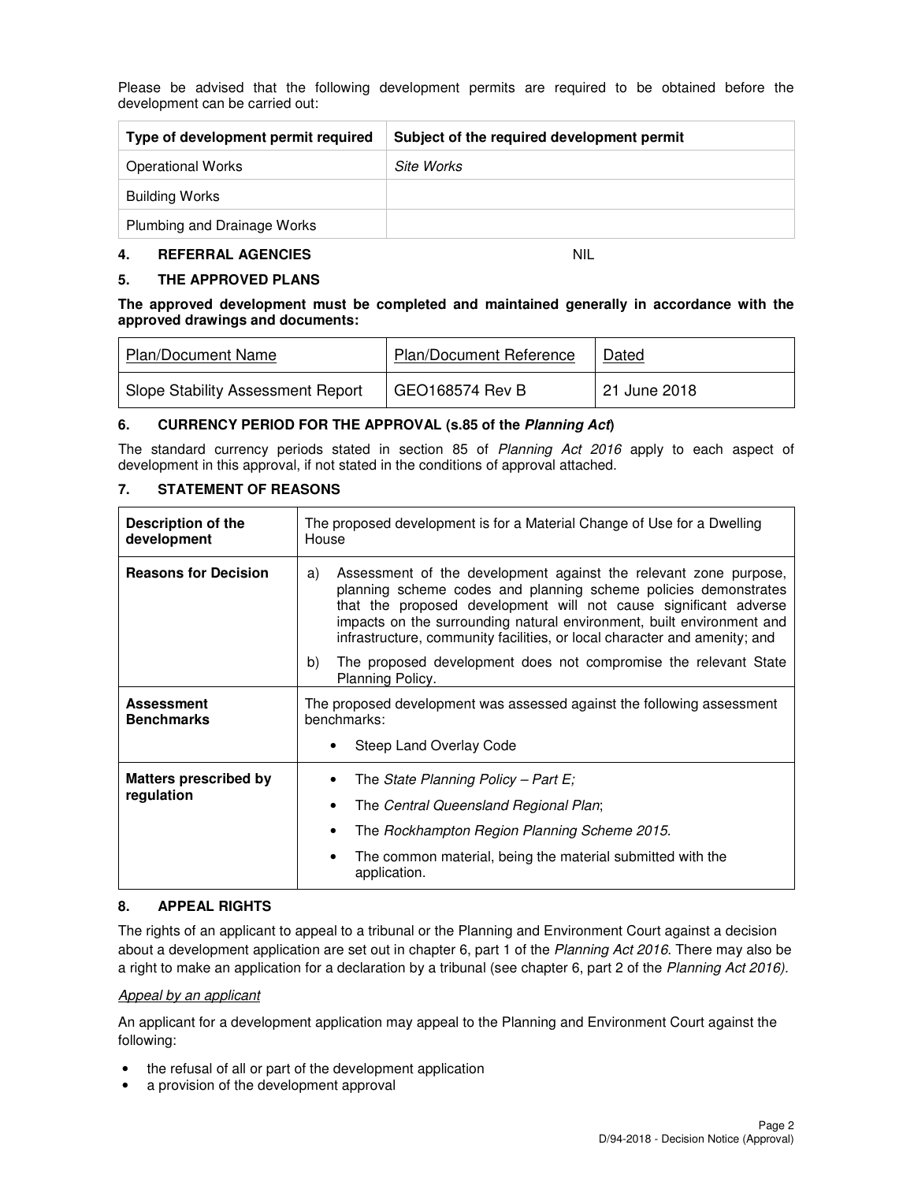Please be advised that the following development permits are required to be obtained before the development can be carried out:

| Type of development permit required | Subject of the required development permit |
|---|---|
| Operational Works | *Site Works* |
| Building Works | |
| Plumbing and Drainage Works | |

## 4. REFERRAL AGENCIES NIL

## 5. THE APPROVED PLANS

**The approved development must be completed and maintained generally in accordance with the approved drawings and documents:**

| Plan/Document Name | Plan/Document Reference | Dated |
|---|---|---|
| Slope Stability Assessment Report | GEO168574 Rev B | 21 June 2018 |

## 6. CURRENCY PERIOD FOR THE APPROVAL (s.85 of the *Planning Act*)

The standard currency periods stated in section 85 of *Planning Act 2016* apply to each aspect of development in this approval, if not stated in the conditions of approval attached.

## 7. STATEMENT OF REASONS

| | |
|---|---|
| **Description of the development** | The proposed development is for a Material Change of Use for a Dwelling House |
| **Reasons for Decision** | a) Assessment of the development against the relevant zone purpose, planning scheme codes and planning scheme policies demonstrates that the proposed development will not cause significant adverse impacts on the surrounding natural environment, built environment and infrastructure, community facilities, or local character and amenity; and<br>b) The proposed development does not compromise the relevant State Planning Policy. |
| **Assessment Benchmarks** | The proposed development was assessed against the following assessment benchmarks:<br>• Steep Land Overlay Code |
| **Matters prescribed by regulation** | • The *State Planning Policy – Part E;*<br>• The *Central Queensland Regional Plan*;<br>• The *Rockhampton Region Planning Scheme 2015*.<br>• The common material, being the material submitted with the application. |

## 8. APPEAL RIGHTS

The rights of an applicant to appeal to a tribunal or the Planning and Environment Court against a decision about a development application are set out in chapter 6, part 1 of the *Planning Act 2016*. There may also be a right to make an application for a declaration by a tribunal (see chapter 6, part 2 of the *Planning Act 2016).*

*Appeal by an applicant*

An applicant for a development application may appeal to the Planning and Environment Court against the following:

- the refusal of all or part of the development application
- a provision of the development approval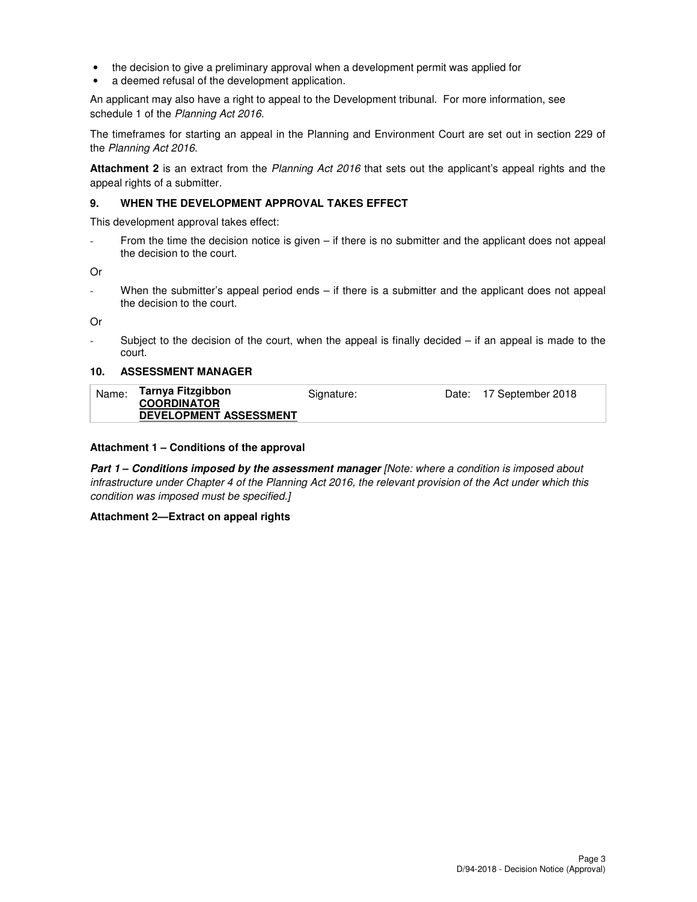- the decision to give a preliminary approval when a development permit was applied for
- a deemed refusal of the development application.

An applicant may also have a right to appeal to the Development tribunal. For more information, see schedule 1 of the *Planning Act 2016*.

The timeframes for starting an appeal in the Planning and Environment Court are set out in section 229 of the *Planning Act 2016*.

**Attachment 2** is an extract from the *Planning Act 2016* that sets out the applicant's appeal rights and the appeal rights of a submitter.

## 9. WHEN THE DEVELOPMENT APPROVAL TAKES EFFECT

This development approval takes effect:

- From the time the decision notice is given – if there is no submitter and the applicant does not appeal the decision to the court.

Or

- When the submitter's appeal period ends – if there is a submitter and the applicant does not appeal the decision to the court.

Or

- Subject to the decision of the court, when the appeal is finally decided – if an appeal is made to the court.

## 10. ASSESSMENT MANAGER

| Name: | **Tarnya Fitzgibbon** **COORDINATOR DEVELOPMENT ASSESSMENT** | Signature: | | Date: | 17 September 2018 |
|---|---|---|---|---|---|

**Attachment 1 – Conditions of the approval**

***Part 1 – Conditions imposed by the assessment manager*** *[Note: where a condition is imposed about infrastructure under Chapter 4 of the Planning Act 2016, the relevant provision of the Act under which this condition was imposed must be specified.]*

**Attachment 2—Extract on appeal rights**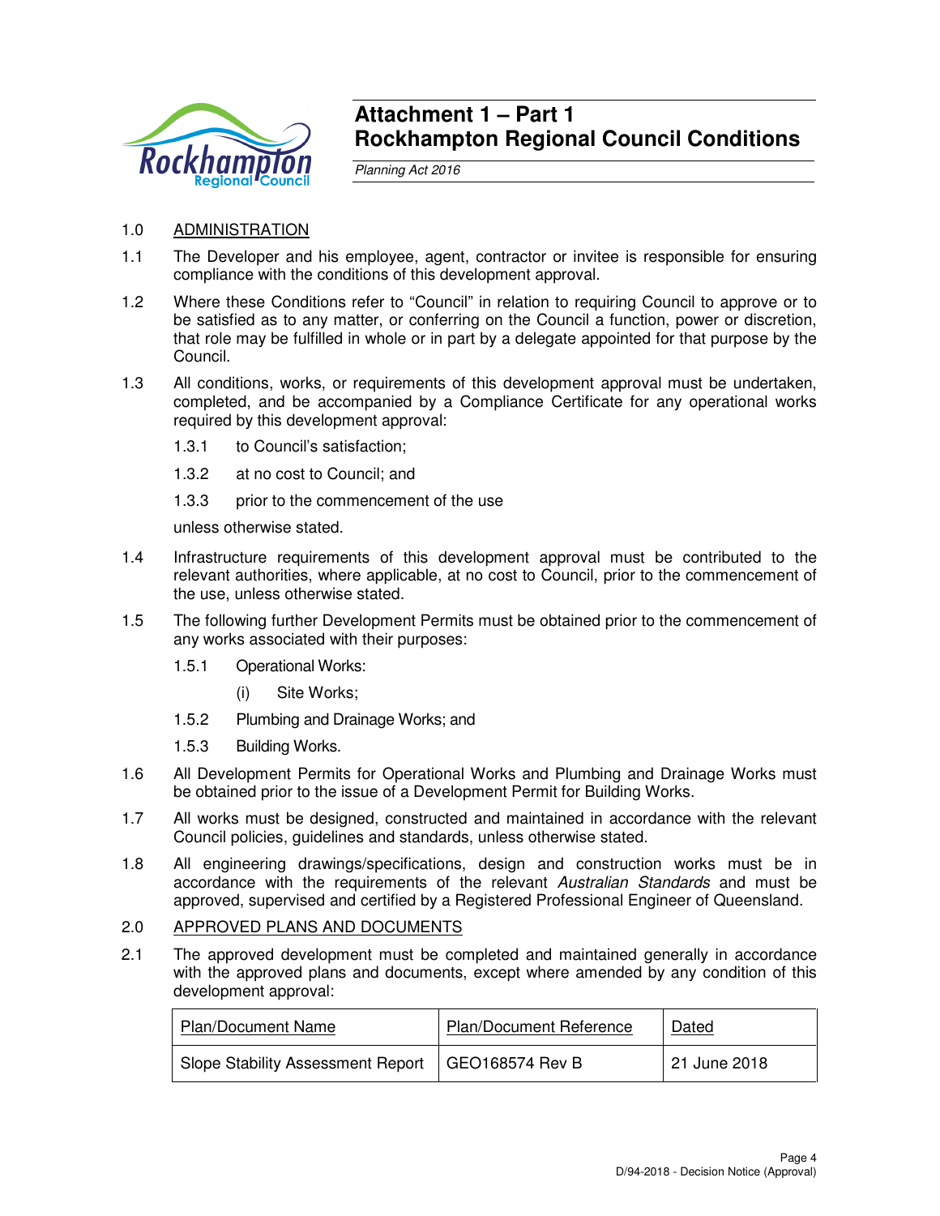# Attachment 1 – Part 1
# Rockhampton Regional Council Conditions

*Planning Act 2016*

1.0 ADMINISTRATION

1.1 The Developer and his employee, agent, contractor or invitee is responsible for ensuring compliance with the conditions of this development approval.

1.2 Where these Conditions refer to "Council" in relation to requiring Council to approve or to be satisfied as to any matter, or conferring on the Council a function, power or discretion, that role may be fulfilled in whole or in part by a delegate appointed for that purpose by the Council.

1.3 All conditions, works, or requirements of this development approval must be undertaken, completed, and be accompanied by a Compliance Certificate for any operational works required by this development approval:

1.3.1 to Council's satisfaction;

1.3.2 at no cost to Council; and

1.3.3 prior to the commencement of the use

unless otherwise stated.

1.4 Infrastructure requirements of this development approval must be contributed to the relevant authorities, where applicable, at no cost to Council, prior to the commencement of the use, unless otherwise stated.

1.5 The following further Development Permits must be obtained prior to the commencement of any works associated with their purposes:

1.5.1 Operational Works:

(i) Site Works;

1.5.2 Plumbing and Drainage Works; and

1.5.3 Building Works.

1.6 All Development Permits for Operational Works and Plumbing and Drainage Works must be obtained prior to the issue of a Development Permit for Building Works.

1.7 All works must be designed, constructed and maintained in accordance with the relevant Council policies, guidelines and standards, unless otherwise stated.

1.8 All engineering drawings/specifications, design and construction works must be in accordance with the requirements of the relevant *Australian Standards* and must be approved, supervised and certified by a Registered Professional Engineer of Queensland.

2.0 APPROVED PLANS AND DOCUMENTS

2.1 The approved development must be completed and maintained generally in accordance with the approved plans and documents, except where amended by any condition of this development approval:

| Plan/Document Name | Plan/Document Reference | Dated |
|---|---|---|
| Slope Stability Assessment Report | GEO168574 Rev B | 21 June 2018 |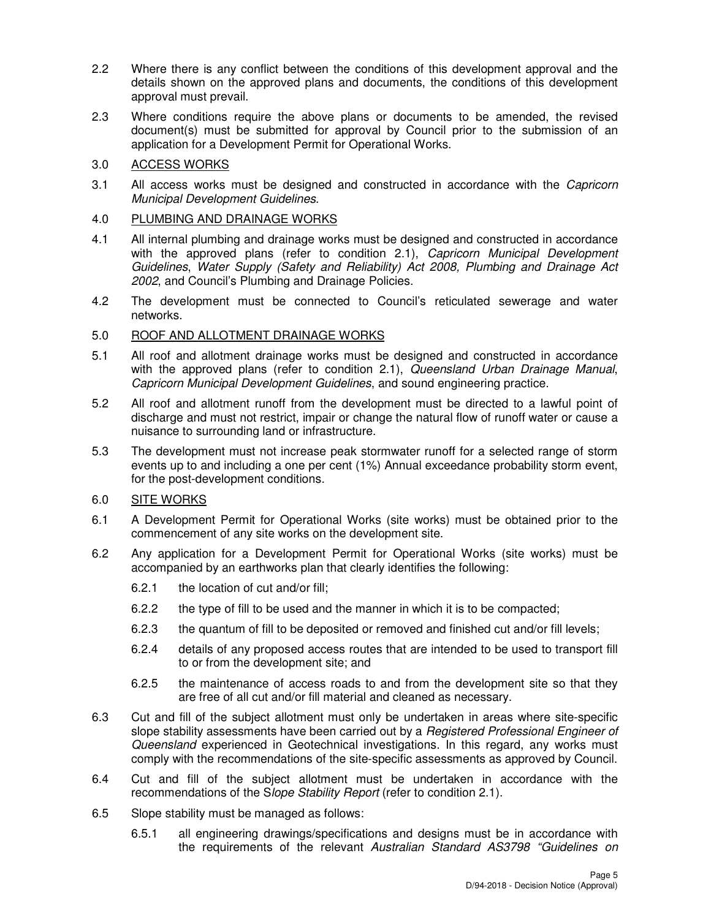2.2 Where there is any conflict between the conditions of this development approval and the details shown on the approved plans and documents, the conditions of this development approval must prevail.

2.3 Where conditions require the above plans or documents to be amended, the revised document(s) must be submitted for approval by Council prior to the submission of an application for a Development Permit for Operational Works.

3.0 <u>ACCESS WORKS</u>

3.1 All access works must be designed and constructed in accordance with the *Capricorn Municipal Development Guidelines*.

4.0 <u>PLUMBING AND DRAINAGE WORKS</u>

4.1 All internal plumbing and drainage works must be designed and constructed in accordance with the approved plans (refer to condition 2.1), *Capricorn Municipal Development Guidelines*, *Water Supply (Safety and Reliability) Act 2008, Plumbing and Drainage Act 2002*, and Council's Plumbing and Drainage Policies.

4.2 The development must be connected to Council's reticulated sewerage and water networks.

5.0 <u>ROOF AND ALLOTMENT DRAINAGE WORKS</u>

5.1 All roof and allotment drainage works must be designed and constructed in accordance with the approved plans (refer to condition 2.1), *Queensland Urban Drainage Manual*, *Capricorn Municipal Development Guidelines*, and sound engineering practice.

5.2 All roof and allotment runoff from the development must be directed to a lawful point of discharge and must not restrict, impair or change the natural flow of runoff water or cause a nuisance to surrounding land or infrastructure.

5.3 The development must not increase peak stormwater runoff for a selected range of storm events up to and including a one per cent (1%) Annual exceedance probability storm event, for the post-development conditions.

6.0 <u>SITE WORKS</u>

6.1 A Development Permit for Operational Works (site works) must be obtained prior to the commencement of any site works on the development site.

6.2 Any application for a Development Permit for Operational Works (site works) must be accompanied by an earthworks plan that clearly identifies the following:

 6.2.1 the location of cut and/or fill;

 6.2.2 the type of fill to be used and the manner in which it is to be compacted;

 6.2.3 the quantum of fill to be deposited or removed and finished cut and/or fill levels;

 6.2.4 details of any proposed access routes that are intended to be used to transport fill to or from the development site; and

 6.2.5 the maintenance of access roads to and from the development site so that they are free of all cut and/or fill material and cleaned as necessary.

6.3 Cut and fill of the subject allotment must only be undertaken in areas where site-specific slope stability assessments have been carried out by a *Registered Professional Engineer of Queensland* experienced in Geotechnical investigations. In this regard, any works must comply with the recommendations of the site-specific assessments as approved by Council.

6.4 Cut and fill of the subject allotment must be undertaken in accordance with the recommendations of the S*lope Stability Report* (refer to condition 2.1).

6.5 Slope stability must be managed as follows:

 6.5.1 all engineering drawings/specifications and designs must be in accordance with the requirements of the relevant *Australian Standard AS3798 "Guidelines on*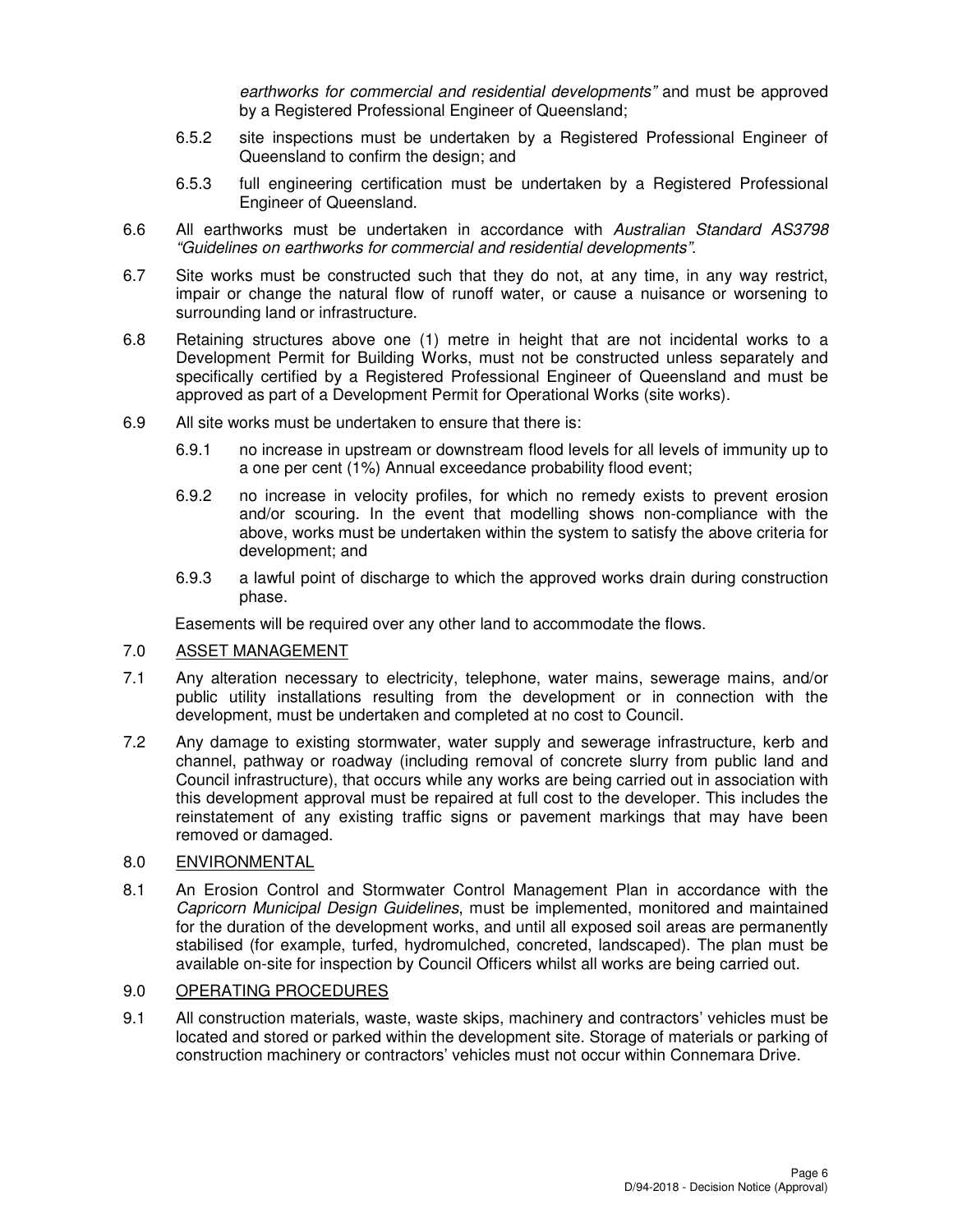*earthworks for commercial and residential developments"* and must be approved by a Registered Professional Engineer of Queensland;

6.5.2 site inspections must be undertaken by a Registered Professional Engineer of Queensland to confirm the design; and

6.5.3 full engineering certification must be undertaken by a Registered Professional Engineer of Queensland.

6.6 All earthworks must be undertaken in accordance with *Australian Standard AS3798 "Guidelines on earthworks for commercial and residential developments".*

6.7 Site works must be constructed such that they do not, at any time, in any way restrict, impair or change the natural flow of runoff water, or cause a nuisance or worsening to surrounding land or infrastructure.

6.8 Retaining structures above one (1) metre in height that are not incidental works to a Development Permit for Building Works, must not be constructed unless separately and specifically certified by a Registered Professional Engineer of Queensland and must be approved as part of a Development Permit for Operational Works (site works).

6.9 All site works must be undertaken to ensure that there is:

6.9.1 no increase in upstream or downstream flood levels for all levels of immunity up to a one per cent (1%) Annual exceedance probability flood event;

6.9.2 no increase in velocity profiles, for which no remedy exists to prevent erosion and/or scouring. In the event that modelling shows non-compliance with the above, works must be undertaken within the system to satisfy the above criteria for development; and

6.9.3 a lawful point of discharge to which the approved works drain during construction phase.

Easements will be required over any other land to accommodate the flows.

## 7.0 ASSET MANAGEMENT

7.1 Any alteration necessary to electricity, telephone, water mains, sewerage mains, and/or public utility installations resulting from the development or in connection with the development, must be undertaken and completed at no cost to Council.

7.2 Any damage to existing stormwater, water supply and sewerage infrastructure, kerb and channel, pathway or roadway (including removal of concrete slurry from public land and Council infrastructure), that occurs while any works are being carried out in association with this development approval must be repaired at full cost to the developer. This includes the reinstatement of any existing traffic signs or pavement markings that may have been removed or damaged.

## 8.0 ENVIRONMENTAL

8.1 An Erosion Control and Stormwater Control Management Plan in accordance with the *Capricorn Municipal Design Guidelines*, must be implemented, monitored and maintained for the duration of the development works, and until all exposed soil areas are permanently stabilised (for example, turfed, hydromulched, concreted, landscaped). The plan must be available on-site for inspection by Council Officers whilst all works are being carried out.

## 9.0 OPERATING PROCEDURES

9.1 All construction materials, waste, waste skips, machinery and contractors' vehicles must be located and stored or parked within the development site. Storage of materials or parking of construction machinery or contractors' vehicles must not occur within Connemara Drive.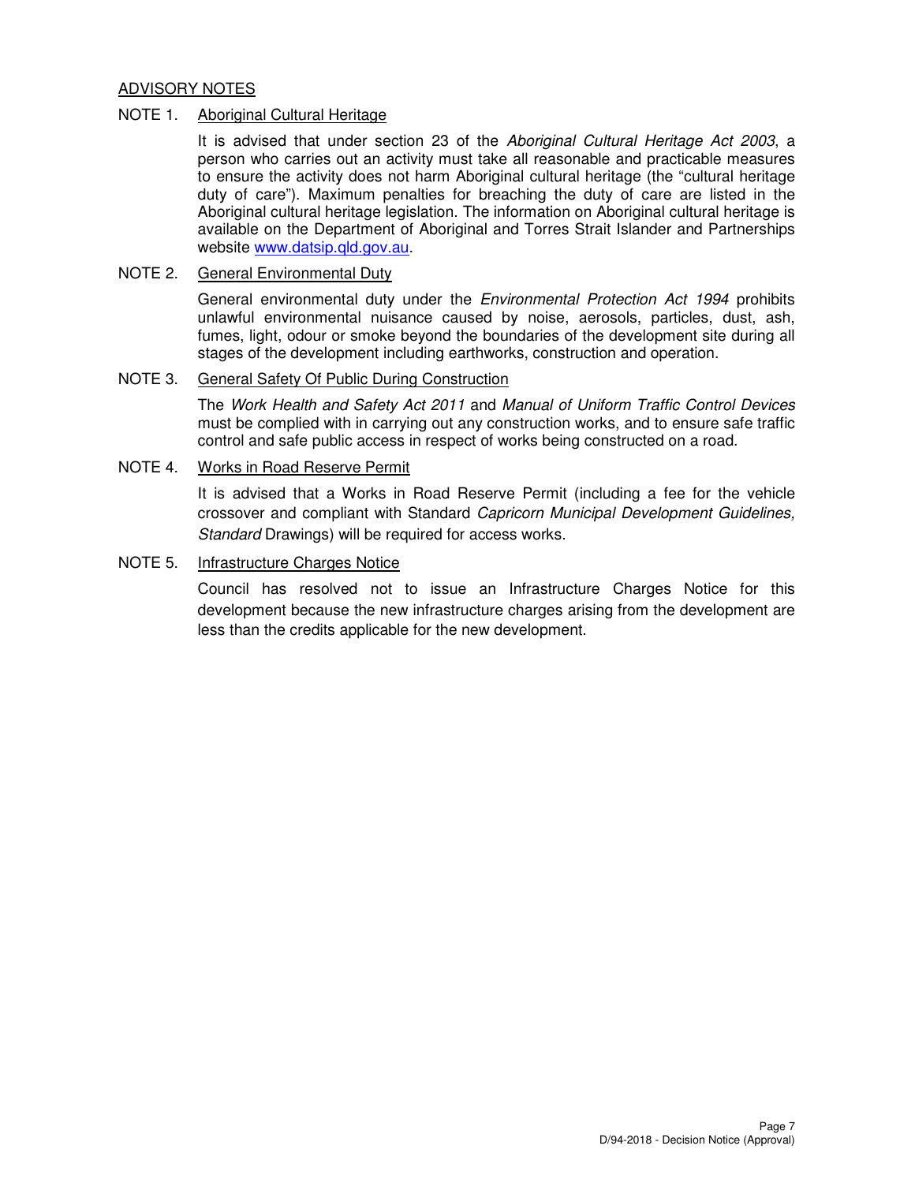## ADVISORY NOTES

NOTE 1. Aboriginal Cultural Heritage

It is advised that under section 23 of the *Aboriginal Cultural Heritage Act 2003*, a person who carries out an activity must take all reasonable and practicable measures to ensure the activity does not harm Aboriginal cultural heritage (the "cultural heritage duty of care"). Maximum penalties for breaching the duty of care are listed in the Aboriginal cultural heritage legislation. The information on Aboriginal cultural heritage is available on the Department of Aboriginal and Torres Strait Islander and Partnerships website [www.datsip.qld.gov.au](http://www.datsip.qld.gov.au).

NOTE 2. General Environmental Duty

General environmental duty under the *Environmental Protection Act 1994* prohibits unlawful environmental nuisance caused by noise, aerosols, particles, dust, ash, fumes, light, odour or smoke beyond the boundaries of the development site during all stages of the development including earthworks, construction and operation.

NOTE 3. General Safety Of Public During Construction

The *Work Health and Safety Act 2011* and *Manual of Uniform Traffic Control Devices* must be complied with in carrying out any construction works, and to ensure safe traffic control and safe public access in respect of works being constructed on a road.

NOTE 4. Works in Road Reserve Permit

It is advised that a Works in Road Reserve Permit (including a fee for the vehicle crossover and compliant with Standard *Capricorn Municipal Development Guidelines, Standard* Drawings) will be required for access works.

NOTE 5. Infrastructure Charges Notice

Council has resolved not to issue an Infrastructure Charges Notice for this development because the new infrastructure charges arising from the development are less than the credits applicable for the new development.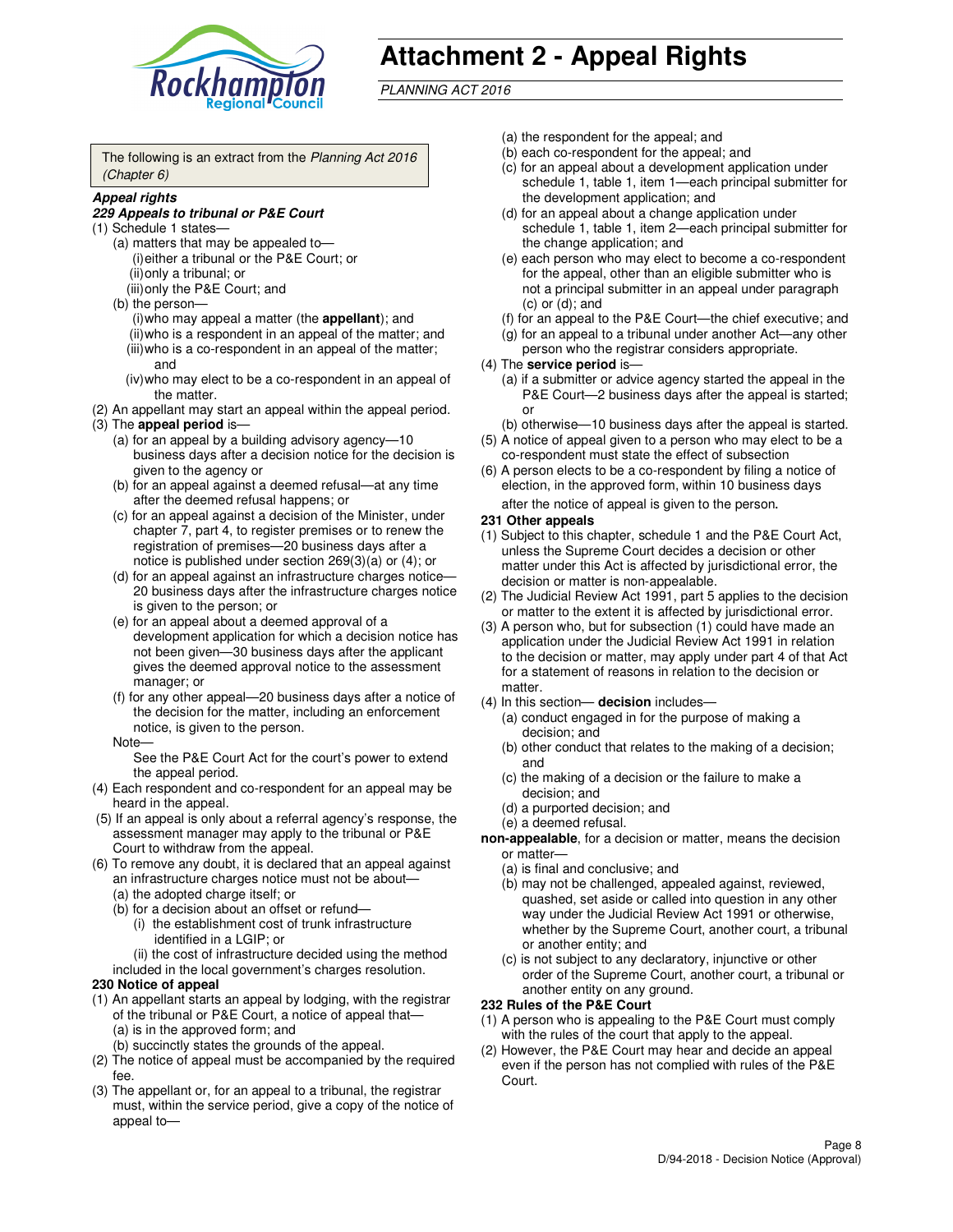# Attachment 2 - Appeal Rights

*PLANNING ACT 2016*

The following is an extract from the *Planning Act 2016 (Chapter 6)*

***Appeal rights***

***229 Appeals to tribunal or P&E Court***

(1) Schedule 1 states—
   (a) matters that may be appealed to—
      (i) either a tribunal or the P&E Court; or
      (ii) only a tribunal; or
      (iii) only the P&E Court; and
   (b) the person—
      (i) who may appeal a matter (the **appellant**); and
      (ii) who is a respondent in an appeal of the matter; and
      (iii) who is a co-respondent in an appeal of the matter; and
      (iv) who may elect to be a co-respondent in an appeal of the matter.

(2) An appellant may start an appeal within the appeal period.

(3) The **appeal period** is—
   (a) for an appeal by a building advisory agency—10 business days after a decision notice for the decision is given to the agency or
   (b) for an appeal against a deemed refusal—at any time after the deemed refusal happens; or
   (c) for an appeal against a decision of the Minister, under chapter 7, part 4, to register premises or to renew the registration of premises—20 business days after a notice is published under section 269(3)(a) or (4); or
   (d) for an appeal against an infrastructure charges notice—20 business days after the infrastructure charges notice is given to the person; or
   (e) for an appeal about a deemed approval of a development application for which a decision notice has not been given—30 business days after the applicant gives the deemed approval notice to the assessment manager; or
   (f) for any other appeal—20 business days after a notice of the decision for the matter, including an enforcement notice, is given to the person.

   Note—

   See the P&E Court Act for the court's power to extend the appeal period.

(4) Each respondent and co-respondent for an appeal may be heard in the appeal.

(5) If an appeal is only about a referral agency's response, the assessment manager may apply to the tribunal or P&E Court to withdraw from the appeal.

(6) To remove any doubt, it is declared that an appeal against an infrastructure charges notice must not be about—
   (a) the adopted charge itself; or
   (b) for a decision about an offset or refund—
      (i) the establishment cost of trunk infrastructure identified in a LGIP; or
      (ii) the cost of infrastructure decided using the method included in the local government's charges resolution.

**230 Notice of appeal**

(1) An appellant starts an appeal by lodging, with the registrar of the tribunal or P&E Court, a notice of appeal that—
   (a) is in the approved form; and
   (b) succinctly states the grounds of the appeal.

(2) The notice of appeal must be accompanied by the required fee.

(3) The appellant or, for an appeal to a tribunal, the registrar must, within the service period, give a copy of the notice of appeal to—
   (a) the respondent for the appeal; and
   (b) each co-respondent for the appeal; and
   (c) for an appeal about a development application under schedule 1, table 1, item 1—each principal submitter for the development application; and
   (d) for an appeal about a change application under schedule 1, table 1, item 2—each principal submitter for the change application; and
   (e) each person who may elect to become a co-respondent for the appeal, other than an eligible submitter who is not a principal submitter in an appeal under paragraph (c) or (d); and
   (f) for an appeal to the P&E Court—the chief executive; and
   (g) for an appeal to a tribunal under another Act—any other person who the registrar considers appropriate.

(4) The **service period** is—
   (a) if a submitter or advice agency started the appeal in the P&E Court—2 business days after the appeal is started; or
   (b) otherwise—10 business days after the appeal is started.

(5) A notice of appeal given to a person who may elect to be a co-respondent must state the effect of subsection

(6) A person elects to be a co-respondent by filing a notice of election, in the approved form, within 10 business days after the notice of appeal is given to the person.

**231 Other appeals**

(1) Subject to this chapter, schedule 1 and the P&E Court Act, unless the Supreme Court decides a decision or other matter under this Act is affected by jurisdictional error, the decision or matter is non-appealable.

(2) The Judicial Review Act 1991, part 5 applies to the decision or matter to the extent it is affected by jurisdictional error.

(3) A person who, but for subsection (1) could have made an application under the Judicial Review Act 1991 in relation to the decision or matter, may apply under part 4 of that Act for a statement of reasons in relation to the decision or matter.

(4) In this section— **decision** includes—
   (a) conduct engaged in for the purpose of making a decision; and
   (b) other conduct that relates to the making of a decision; and
   (c) the making of a decision or the failure to make a decision; and
   (d) a purported decision; and
   (e) a deemed refusal.

**non-appealable**, for a decision or matter, means the decision or matter—
   (a) is final and conclusive; and
   (b) may not be challenged, appealed against, reviewed, quashed, set aside or called into question in any other way under the Judicial Review Act 1991 or otherwise, whether by the Supreme Court, another court, a tribunal or another entity; and
   (c) is not subject to any declaratory, injunctive or other order of the Supreme Court, another court, a tribunal or another entity on any ground.

**232 Rules of the P&E Court**

(1) A person who is appealing to the P&E Court must comply with the rules of the court that apply to the appeal.

(2) However, the P&E Court may hear and decide an appeal even if the person has not complied with rules of the P&E Court.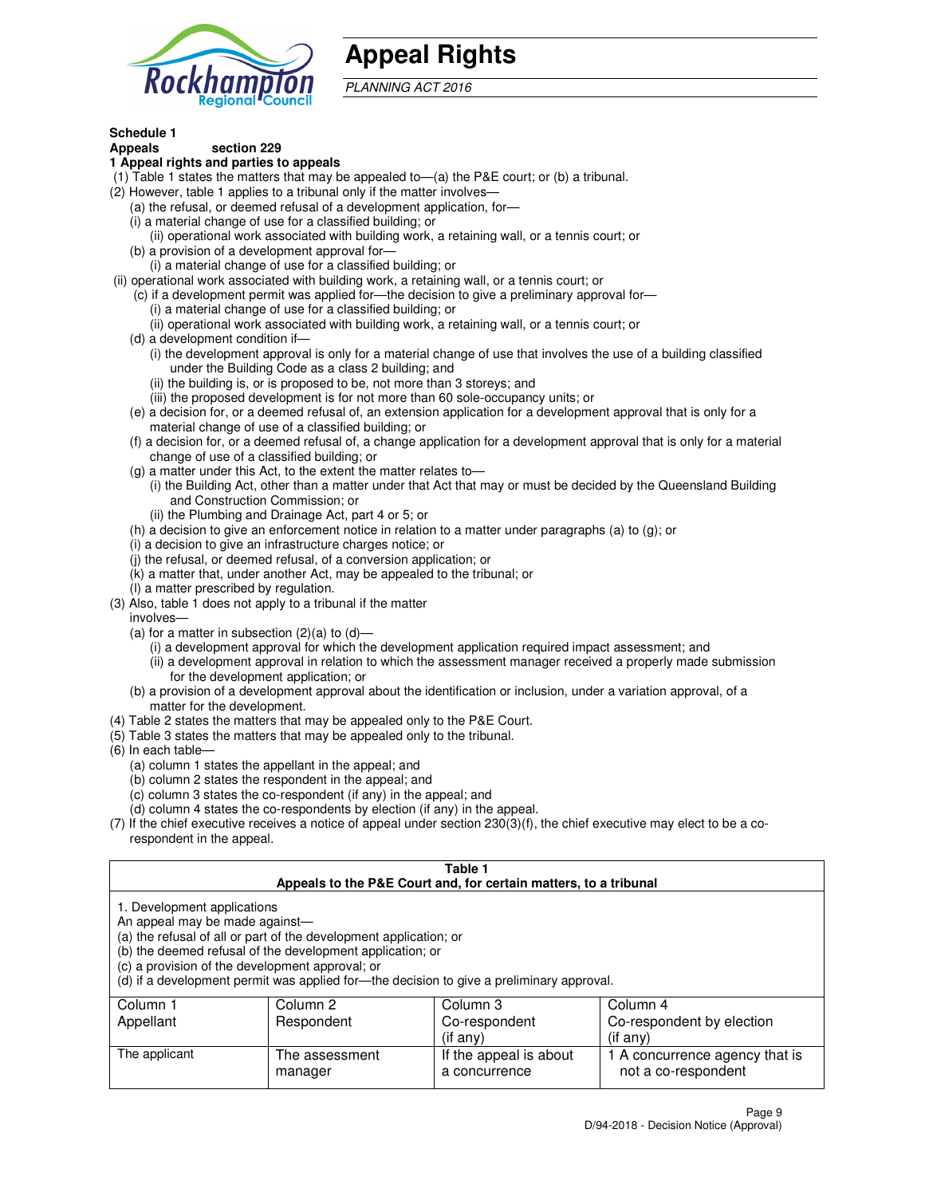# Appeal Rights

*PLANNING ACT 2016*

**Schedule 1**
**Appeals section 229**
**1 Appeal rights and parties to appeals**

(1) Table 1 states the matters that may be appealed to—(a) the P&E court; or (b) a tribunal.

(2) However, table 1 applies to a tribunal only if the matter involves—

- (a) the refusal, or deemed refusal of a development application, for—
  - (i) a material change of use for a classified building; or
  - (ii) operational work associated with building work, a retaining wall, or a tennis court; or
- (b) a provision of a development approval for—
  - (i) a material change of use for a classified building; or
  - (ii) operational work associated with building work, a retaining wall, or a tennis court; or
- (c) if a development permit was applied for—the decision to give a preliminary approval for—
  - (i) a material change of use for a classified building; or
  - (ii) operational work associated with building work, a retaining wall, or a tennis court; or
- (d) a development condition if—
  - (i) the development approval is only for a material change of use that involves the use of a building classified under the Building Code as a class 2 building; and
  - (ii) the building is, or is proposed to be, not more than 3 storeys; and
  - (iii) the proposed development is for not more than 60 sole-occupancy units; or
- (e) a decision for, or a deemed refusal of, an extension application for a development approval that is only for a material change of use of a classified building; or
- (f) a decision for, or a deemed refusal of, a change application for a development approval that is only for a material change of use of a classified building; or
- (g) a matter under this Act, to the extent the matter relates to—
  - (i) the Building Act, other than a matter under that Act that may or must be decided by the Queensland Building and Construction Commission; or
  - (ii) the Plumbing and Drainage Act, part 4 or 5; or
- (h) a decision to give an enforcement notice in relation to a matter under paragraphs (a) to (g); or
- (i) a decision to give an infrastructure charges notice; or
- (j) the refusal, or deemed refusal, of a conversion application; or
- (k) a matter that, under another Act, may be appealed to the tribunal; or
- (l) a matter prescribed by regulation.

(3) Also, table 1 does not apply to a tribunal if the matter involves—

- (a) for a matter in subsection (2)(a) to (d)—
  - (i) a development approval for which the development application required impact assessment; and
  - (ii) a development approval in relation to which the assessment manager received a properly made submission for the development application; or
- (b) a provision of a development approval about the identification or inclusion, under a variation approval, of a matter for the development.

(4) Table 2 states the matters that may be appealed only to the P&E Court.

(5) Table 3 states the matters that may be appealed only to the tribunal.

(6) In each table—

- (a) column 1 states the appellant in the appeal; and
- (b) column 2 states the respondent in the appeal; and
- (c) column 3 states the co-respondent (if any) in the appeal; and
- (d) column 4 states the co-respondents by election (if any) in the appeal.

(7) If the chief executive receives a notice of appeal under section 230(3)(f), the chief executive may elect to be a co-respondent in the appeal.

**Table 1**
**Appeals to the P&E Court and, for certain matters, to a tribunal**

1. Development applications
An appeal may be made against—
(a) the refusal of all or part of the development application; or
(b) the deemed refusal of the development application; or
(c) a provision of the development approval; or
(d) if a development permit was applied for—the decision to give a preliminary approval.

| Column 1<br>Appellant | Column 2<br>Respondent | Column 3<br>Co-respondent<br>(if any) | Column 4<br>Co-respondent by election<br>(if any) |
|---|---|---|---|
| The applicant | The assessment manager | If the appeal is about a concurrence | 1 A concurrence agency that is not a co-respondent |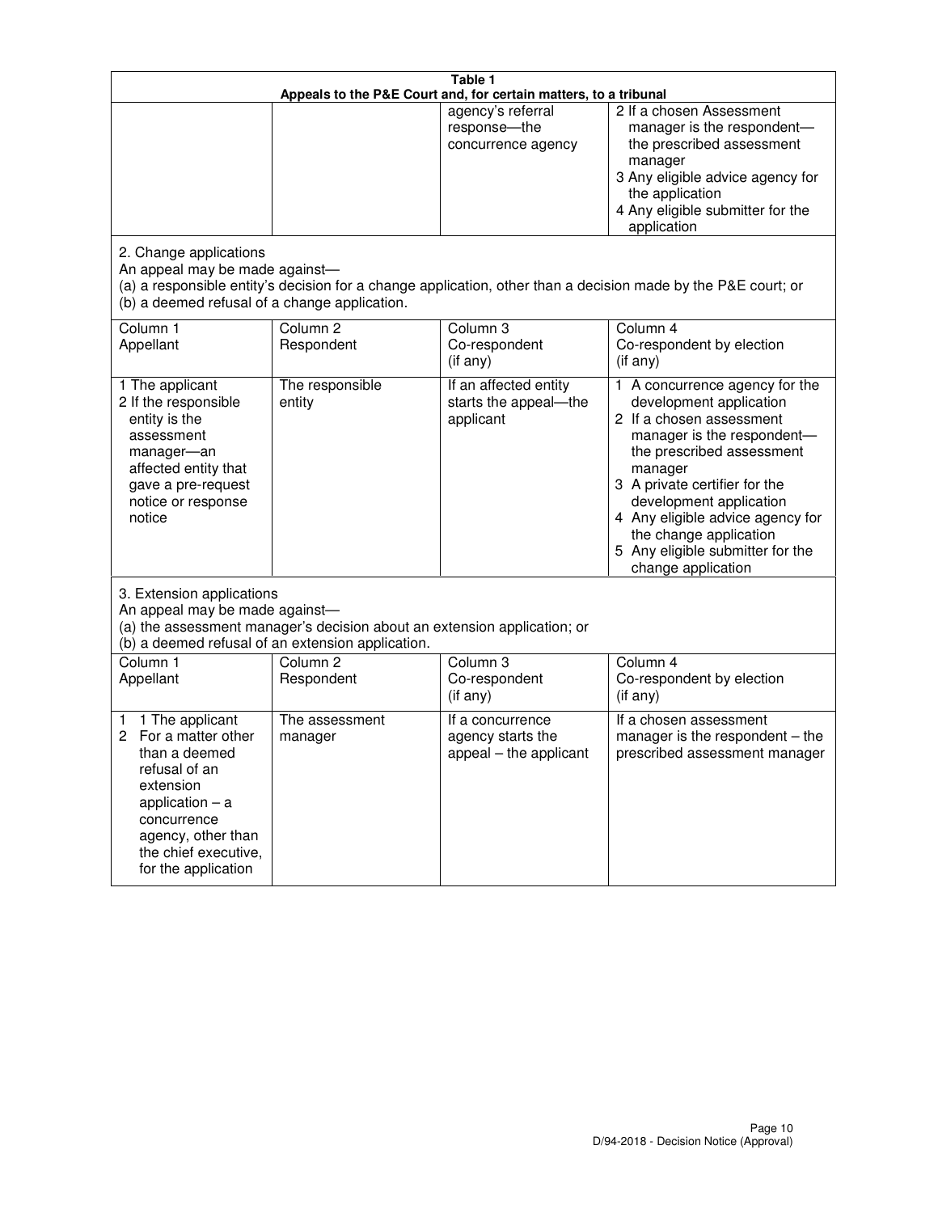**Table 1**
**Appeals to the P&E Court and, for certain matters, to a tribunal**

| | | | |
|---|---|---|---|
| | | agency's referral response—the concurrence agency | 2 If a chosen Assessment manager is the respondent—the prescribed assessment manager<br>3 Any eligible advice agency for the application<br>4 Any eligible submitter for the application |

2. Change applications
An appeal may be made against—
(a) a responsible entity's decision for a change application, other than a decision made by the P&E court; or
(b) a deemed refusal of a change application.

| Column 1<br>Appellant | Column 2<br>Respondent | Column 3<br>Co-respondent<br>(if any) | Column 4<br>Co-respondent by election<br>(if any) |
|---|---|---|---|
| 1 The applicant<br>2 If the responsible entity is the assessment manager—an affected entity that gave a pre-request notice or response notice | The responsible entity | If an affected entity starts the appeal—the applicant | 1 A concurrence agency for the development application<br>2 If a chosen assessment manager is the respondent—the prescribed assessment manager<br>3 A private certifier for the development application<br>4 Any eligible advice agency for the change application<br>5 Any eligible submitter for the change application |

3. Extension applications
An appeal may be made against—
(a) the assessment manager's decision about an extension application; or
(b) a deemed refusal of an extension application.

| Column 1<br>Appellant | Column 2<br>Respondent | Column 3<br>Co-respondent<br>(if any) | Column 4<br>Co-respondent by election<br>(if any) |
|---|---|---|---|
| 1 The applicant<br>2 For a matter other than a deemed refusal of an extension application – a concurrence agency, other than the chief executive, for the application | The assessment manager | If a concurrence agency starts the appeal – the applicant | If a chosen assessment manager is the respondent – the prescribed assessment manager |

D/94-2018 - Decision Notice (Approval)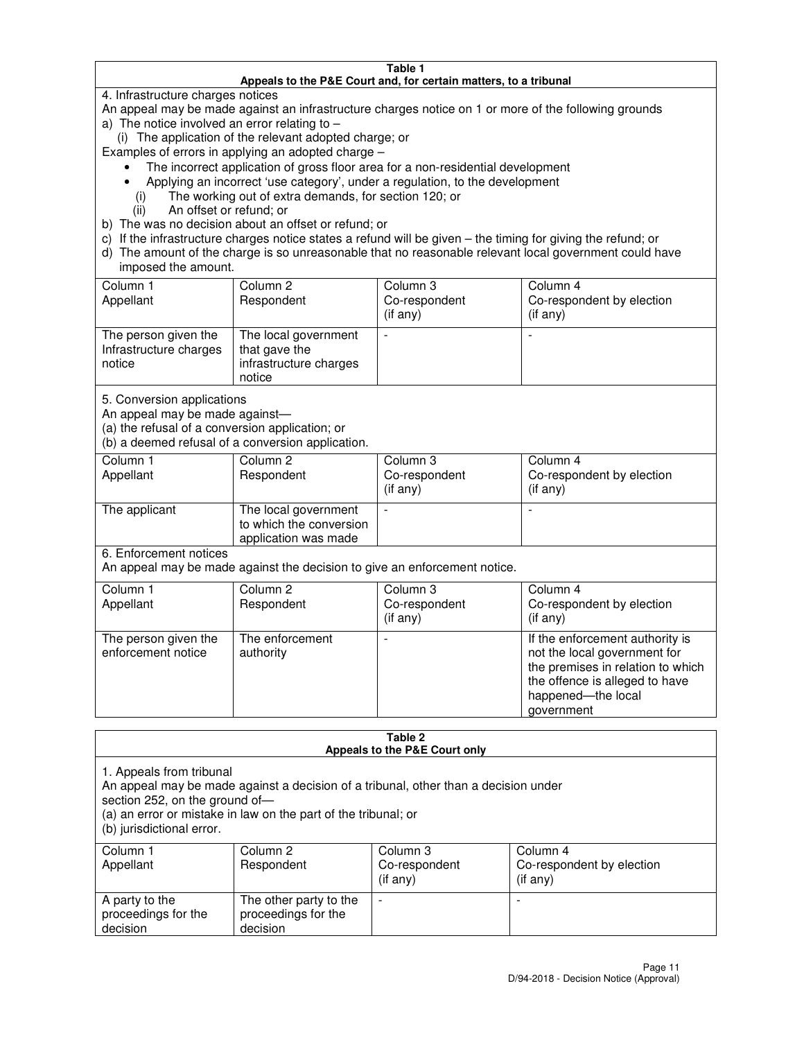**Table 1**
**Appeals to the P&E Court and, for certain matters, to a tribunal**

4. Infrastructure charges notices

An appeal may be made against an infrastructure charges notice on 1 or more of the following grounds

a) The notice involved an error relating to –

(i) The application of the relevant adopted charge; or

Examples of errors in applying an adopted charge –

- The incorrect application of gross floor area for a non-residential development
- Applying an incorrect 'use category', under a regulation, to the development

(i) The working out of extra demands, for section 120; or

(ii) An offset or refund; or

b) The was no decision about an offset or refund; or

c) If the infrastructure charges notice states a refund will be given – the timing for giving the refund; or

d) The amount of the charge is so unreasonable that no reasonable relevant local government could have imposed the amount.

| Column 1 Appellant | Column 2 Respondent | Column 3 Co-respondent (if any) | Column 4 Co-respondent by election (if any) |
|---|---|---|---|
| The person given the Infrastructure charges notice | The local government that gave the infrastructure charges notice | - | - |

5. Conversion applications

An appeal may be made against—

(a) the refusal of a conversion application; or

(b) a deemed refusal of a conversion application.

| Column 1 Appellant | Column 2 Respondent | Column 3 Co-respondent (if any) | Column 4 Co-respondent by election (if any) |
|---|---|---|---|
| The applicant | The local government to which the conversion application was made | - | - |

6. Enforcement notices

An appeal may be made against the decision to give an enforcement notice.

| Column 1 Appellant | Column 2 Respondent | Column 3 Co-respondent (if any) | Column 4 Co-respondent by election (if any) |
|---|---|---|---|
| The person given the enforcement notice | The enforcement authority | - | If the enforcement authority is not the local government for the premises in relation to which the offence is alleged to have happened—the local government |

**Table 2**
**Appeals to the P&E Court only**

1. Appeals from tribunal

An appeal may be made against a decision of a tribunal, other than a decision under section 252, on the ground of—

(a) an error or mistake in law on the part of the tribunal; or

(b) jurisdictional error.

| Column 1 Appellant | Column 2 Respondent | Column 3 Co-respondent (if any) | Column 4 Co-respondent by election (if any) |
|---|---|---|---|
| A party to the proceedings for the decision | The other party to the proceedings for the decision | - | - |

D/94-2018 - Decision Notice (Approval)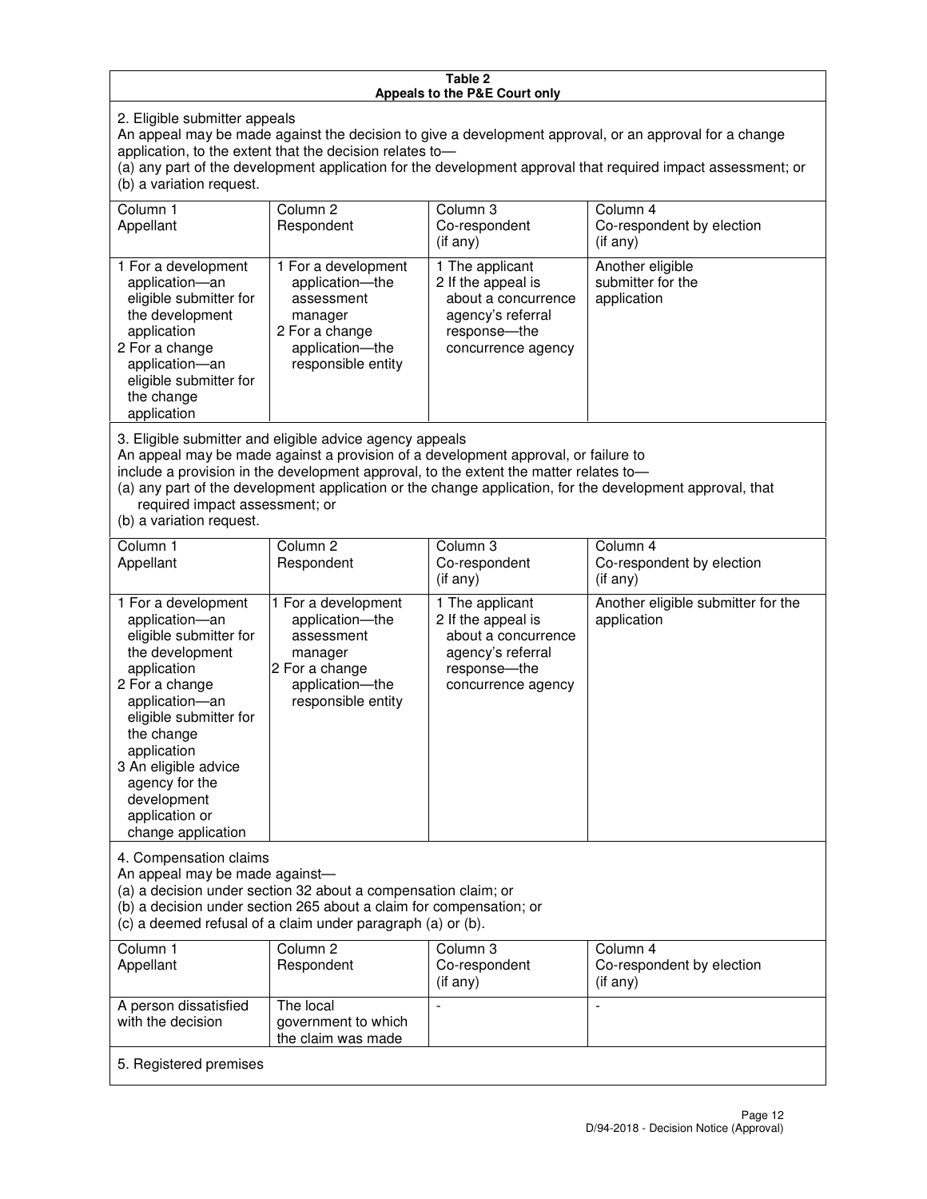**Table 2**
**Appeals to the P&E Court only**

2. Eligible submitter appeals

An appeal may be made against the decision to give a development approval, or an approval for a change application, to the extent that the decision relates to—

(a) any part of the development application for the development approval that required impact assessment; or

(b) a variation request.

| Column 1<br>Appellant | Column 2<br>Respondent | Column 3<br>Co-respondent<br>(if any) | Column 4<br>Co-respondent by election<br>(if any) |
|---|---|---|---|
| 1 For a development application—an eligible submitter for the development application<br>2 For a change application—an eligible submitter for the change application | 1 For a development application—the assessment manager<br>2 For a change application—the responsible entity | 1 The applicant<br>2 If the appeal is about a concurrence agency's referral response—the concurrence agency | Another eligible submitter for the application |

3. Eligible submitter and eligible advice agency appeals

An appeal may be made against a provision of a development approval, or failure to include a provision in the development approval, to the extent the matter relates to—

(a) any part of the development application or the change application, for the development approval, that required impact assessment; or

(b) a variation request.

| Column 1<br>Appellant | Column 2<br>Respondent | Column 3<br>Co-respondent<br>(if any) | Column 4<br>Co-respondent by election<br>(if any) |
|---|---|---|---|
| 1 For a development application—an eligible submitter for the development application<br>2 For a change application—an eligible submitter for the change application<br>3 An eligible advice agency for the development application or change application | 1 For a development application—the assessment manager<br>2 For a change application—the responsible entity | 1 The applicant<br>2 If the appeal is about a concurrence agency's referral response—the concurrence agency | Another eligible submitter for the application |

4. Compensation claims

An appeal may be made against—

(a) a decision under section 32 about a compensation claim; or

(b) a decision under section 265 about a claim for compensation; or

(c) a deemed refusal of a claim under paragraph (a) or (b).

| Column 1<br>Appellant | Column 2<br>Respondent | Column 3<br>Co-respondent<br>(if any) | Column 4<br>Co-respondent by election<br>(if any) |
|---|---|---|---|
| A person dissatisfied with the decision | The local government to which the claim was made | - | - |

5. Registered premises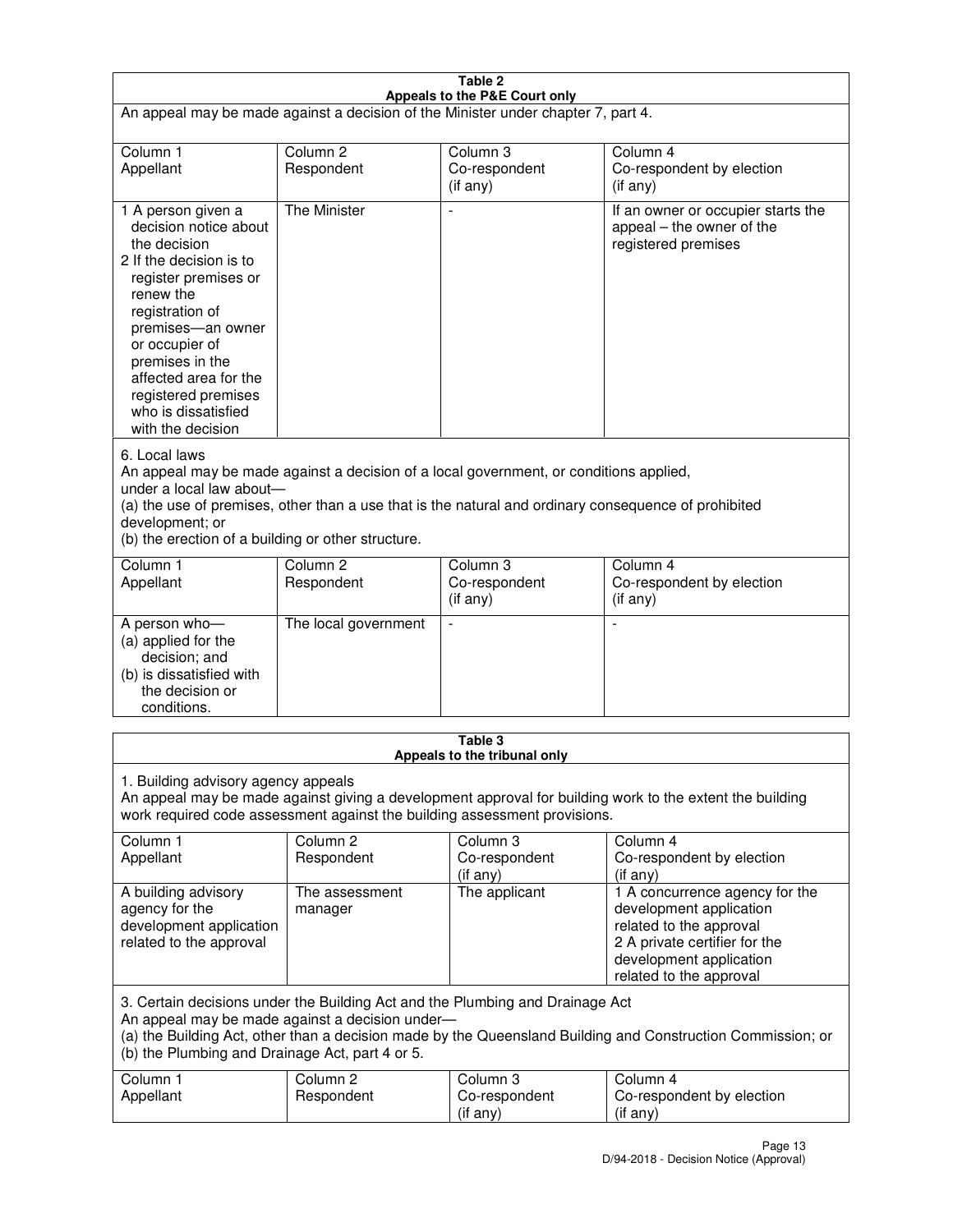**Table 2**
**Appeals to the P&E Court only**

An appeal may be made against a decision of the Minister under chapter 7, part 4.

| Column 1 Appellant | Column 2 Respondent | Column 3 Co-respondent (if any) | Column 4 Co-respondent by election (if any) |
|---|---|---|---|
| 1 A person given a decision notice about the decision<br>2 If the decision is to register premises or renew the registration of premises—an owner or occupier of premises in the affected area for the registered premises who is dissatisfied with the decision | The Minister | - | If an owner or occupier starts the appeal – the owner of the registered premises |

6. Local laws

An appeal may be made against a decision of a local government, or conditions applied, under a local law about—

(a) the use of premises, other than a use that is the natural and ordinary consequence of prohibited development; or

(b) the erection of a building or other structure.

| Column 1 Appellant | Column 2 Respondent | Column 3 Co-respondent (if any) | Column 4 Co-respondent by election (if any) |
|---|---|---|---|
| A person who—<br>(a) applied for the decision; and<br>(b) is dissatisfied with the decision or conditions. | The local government | - | - |

**Table 3**
**Appeals to the tribunal only**

1. Building advisory agency appeals

An appeal may be made against giving a development approval for building work to the extent the building work required code assessment against the building assessment provisions.

| Column 1 Appellant | Column 2 Respondent | Column 3 Co-respondent (if any) | Column 4 Co-respondent by election (if any) |
|---|---|---|---|
| A building advisory agency for the development application related to the approval | The assessment manager | The applicant | 1 A concurrence agency for the development application related to the approval<br>2 A private certifier for the development application related to the approval |

3. Certain decisions under the Building Act and the Plumbing and Drainage Act

An appeal may be made against a decision under—

(a) the Building Act, other than a decision made by the Queensland Building and Construction Commission; or

(b) the Plumbing and Drainage Act, part 4 or 5.

| Column 1 Appellant | Column 2 Respondent | Column 3 Co-respondent (if any) | Column 4 Co-respondent by election (if any) |
|---|---|---|---|

D/94-2018 - Decision Notice (Approval)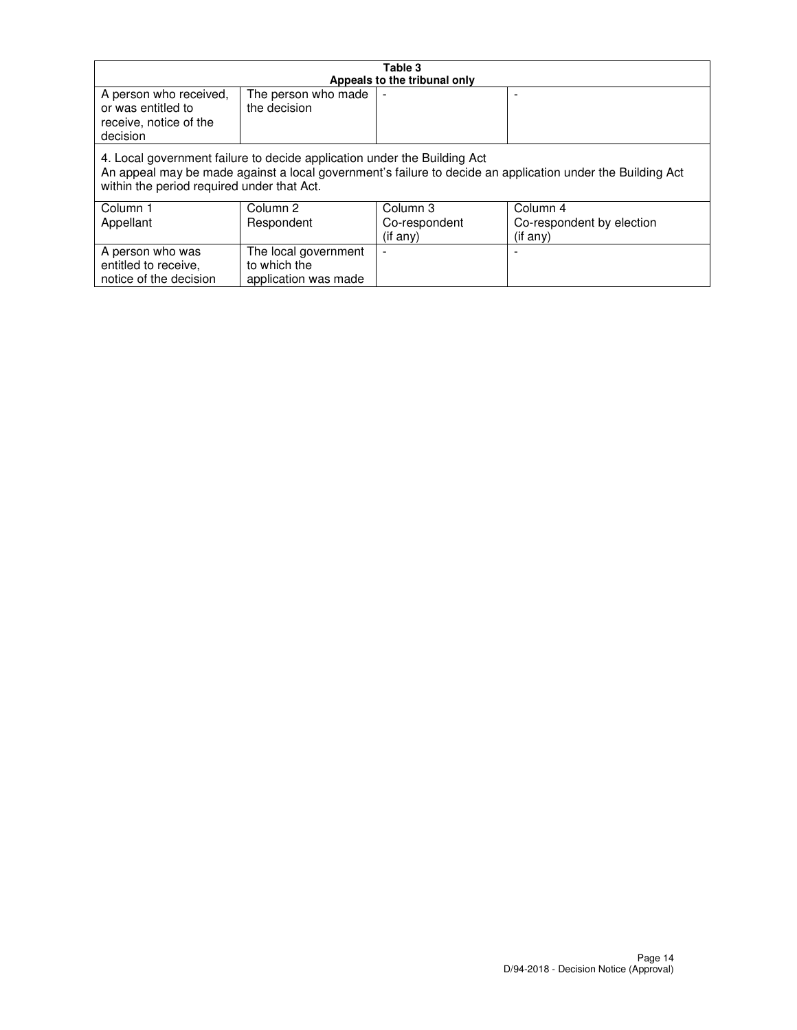**Table 3**
**Appeals to the tribunal only**

| | | | |
|---|---|---|---|
| A person who received, or was entitled to receive, notice of the decision | The person who made the decision | - | - |

4. Local government failure to decide application under the Building Act
An appeal may be made against a local government's failure to decide an application under the Building Act within the period required under that Act.

| Column 1 Appellant | Column 2 Respondent | Column 3 Co-respondent (if any) | Column 4 Co-respondent by election (if any) |
|---|---|---|---|
| A person who was entitled to receive, notice of the decision | The local government to which the application was made | - | - |

D/94-2018 - Decision Notice (Approval)